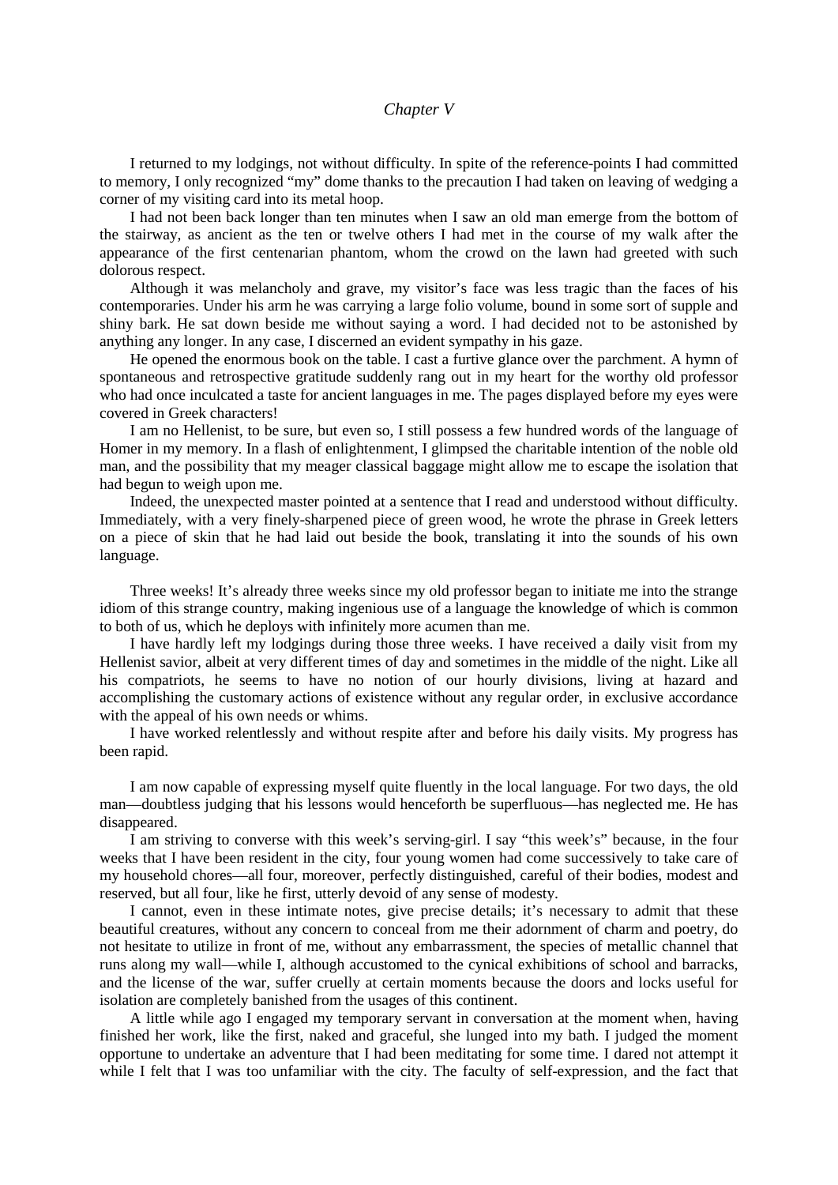*Chapter V*

I returned to my lodgings, not without difficulty. In spite of the reference-points I had committed to memory, I only recognized "my" dome thanks to the precaution I had taken on leaving of wedging a corner of my visiting card into its metal hoop.

I had not been back longer than ten minutes when I saw an old man emerge from the bottom of the stairway, as ancient as the ten or twelve others I had met in the course of my walk after the appearance of the first centenarian phantom, whom the crowd on the lawn had greeted with such dolorous respect.

Although it was melancholy and grave, my visitor's face was less tragic than the faces of his contemporaries. Under his arm he was carrying a large folio volume, bound in some sort of supple and shiny bark. He sat down beside me without saying a word. I had decided not to be astonished by anything any longer. In any case, I discerned an evident sympathy in his gaze.

He opened the enormous book on the table. I cast a furtive glance over the parchment. A hymn of spontaneous and retrospective gratitude suddenly rang out in my heart for the worthy old professor who had once inculcated a taste for ancient languages in me. The pages displayed before my eyes were covered in Greek characters!

I am no Hellenist, to be sure, but even so, I still possess a few hundred words of the language of Homer in my memory. In a flash of enlightenment, I glimpsed the charitable intention of the noble old man, and the possibility that my meager classical baggage might allow me to escape the isolation that had begun to weigh upon me.

Indeed, the unexpected master pointed at a sentence that I read and understood without difficulty. Immediately, with a very finely-sharpened piece of green wood, he wrote the phrase in Greek letters on a piece of skin that he had laid out beside the book, translating it into the sounds of his own language.

Three weeks! It's already three weeks since my old professor began to initiate me into the strange idiom of this strange country, making ingenious use of a language the knowledge of which is common to both of us, which he deploys with infinitely more acumen than me.

I have hardly left my lodgings during those three weeks. I have received a daily visit from my Hellenist savior, albeit at very different times of day and sometimes in the middle of the night. Like all his compatriots, he seems to have no notion of our hourly divisions, living at hazard and accomplishing the customary actions of existence without any regular order, in exclusive accordance with the appeal of his own needs or whims.

I have worked relentlessly and without respite after and before his daily visits. My progress has been rapid.

I am now capable of expressing myself quite fluently in the local language. For two days, the old man—doubtless judging that his lessons would henceforth be superfluous—has neglected me. He has disappeared.

I am striving to converse with this week's serving-girl. I say "this week's" because, in the four weeks that I have been resident in the city, four young women had come successively to take care of my household chores—all four, moreover, perfectly distinguished, careful of their bodies, modest and reserved, but all four, like he first, utterly devoid of any sense of modesty.

I cannot, even in these intimate notes, give precise details; it's necessary to admit that these beautiful creatures, without any concern to conceal from me their adornment of charm and poetry, do not hesitate to utilize in front of me, without any embarrassment, the species of metallic channel that runs along my wall—while I, although accustomed to the cynical exhibitions of school and barracks, and the license of the war, suffer cruelly at certain moments because the doors and locks useful for isolation are completely banished from the usages of this continent.

A little while ago I engaged my temporary servant in conversation at the moment when, having finished her work, like the first, naked and graceful, she lunged into my bath. I judged the moment opportune to undertake an adventure that I had been meditating for some time. I dared not attempt it while I felt that I was too unfamiliar with the city. The faculty of self-expression, and the fact that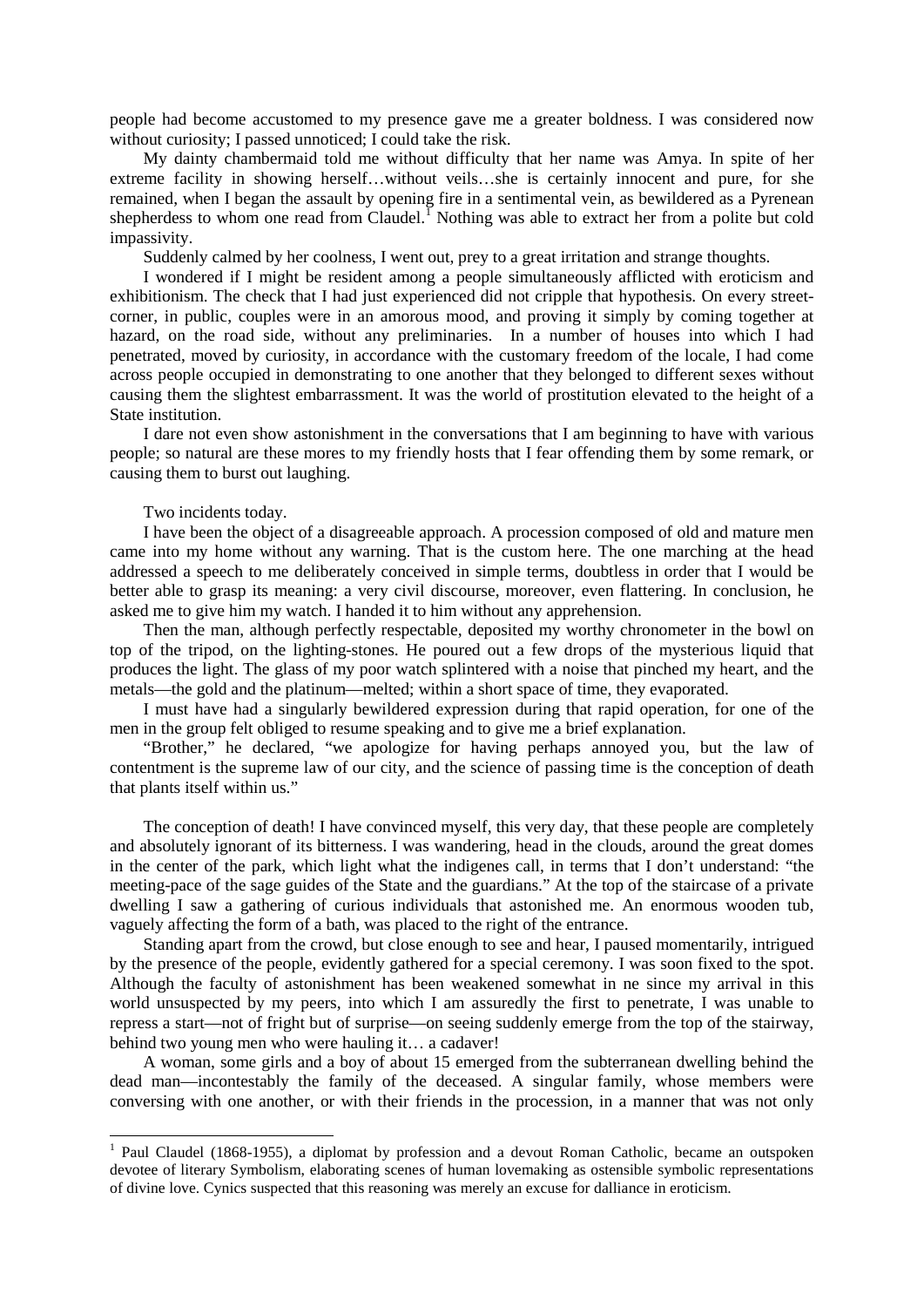people had become accustomed to my presence gave me a greater boldness. I was considered now without curiosity; I passed unnoticed; I could take the risk.

My dainty chambermaid told me without difficulty that her name was Amya. In spite of her extreme facility in showing herself…without veils…she is certainly innocent and pure, for she remained, when I began the assault by opening fire in a sentimental vein, as bewildered as a Pyrenean shepherdess to whom one read from Claudel.[1] Nothing was able to extract her from a polite but cold impassivity.

Suddenly calmed by her coolness, I went out, prey to a great irritation and strange thoughts.

I wondered if I might be resident among a people simultaneously afflicted with eroticism and exhibitionism. The check that I had just experienced did not cripple that hypothesis. On every street-corner, in public, couples were in an amorous mood, and proving it simply by coming together at hazard, on the road side, without any preliminaries. In a number of houses into which I had penetrated, moved by curiosity, in accordance with the customary freedom of the locale, I had come across people occupied in demonstrating to one another that they belonged to different sexes without causing them the slightest embarrassment. It was the world of prostitution elevated to the height of a State institution.

I dare not even show astonishment in the conversations that I am beginning to have with various people; so natural are these mores to my friendly hosts that I fear offending them by some remark, or causing them to burst out laughing.

Two incidents today.

I have been the object of a disagreeable approach. A procession composed of old and mature men came into my home without any warning. That is the custom here. The one marching at the head addressed a speech to me deliberately conceived in simple terms, doubtless in order that I would be better able to grasp its meaning: a very civil discourse, moreover, even flattering. In conclusion, he asked me to give him my watch. I handed it to him without any apprehension.

Then the man, although perfectly respectable, deposited my worthy chronometer in the bowl on top of the tripod, on the lighting-stones. He poured out a few drops of the mysterious liquid that produces the light. The glass of my poor watch splintered with a noise that pinched my heart, and the metals—the gold and the platinum—melted; within a short space of time, they evaporated.

I must have had a singularly bewildered expression during that rapid operation, for one of the men in the group felt obliged to resume speaking and to give me a brief explanation.

"Brother," he declared, "we apologize for having perhaps annoyed you, but the law of contentment is the supreme law of our city, and the science of passing time is the conception of death that plants itself within us."

The conception of death! I have convinced myself, this very day, that these people are completely and absolutely ignorant of its bitterness. I was wandering, head in the clouds, around the great domes in the center of the park, which light what the indigenes call, in terms that I don't understand: "the meeting-pace of the sage guides of the State and the guardians." At the top of the staircase of a private dwelling I saw a gathering of curious individuals that astonished me. An enormous wooden tub, vaguely affecting the form of a bath, was placed to the right of the entrance.

Standing apart from the crowd, but close enough to see and hear, I paused momentarily, intrigued by the presence of the people, evidently gathered for a special ceremony. I was soon fixed to the spot. Although the faculty of astonishment has been weakened somewhat in ne since my arrival in this world unsuspected by my peers, into which I am assuredly the first to penetrate, I was unable to repress a start—not of fright but of surprise—on seeing suddenly emerge from the top of the stairway, behind two young men who were hauling it… a cadaver!

A woman, some girls and a boy of about 15 emerged from the subterranean dwelling behind the dead man—incontestably the family of the deceased. A singular family, whose members were conversing with one another, or with their friends in the procession, in a manner that was not only

[1] Paul Claudel (1868-1955), a diplomat by profession and a devout Roman Catholic, became an outspoken devotee of literary Symbolism, elaborating scenes of human lovemaking as ostensible symbolic representations of divine love. Cynics suspected that this reasoning was merely an excuse for dalliance in eroticism.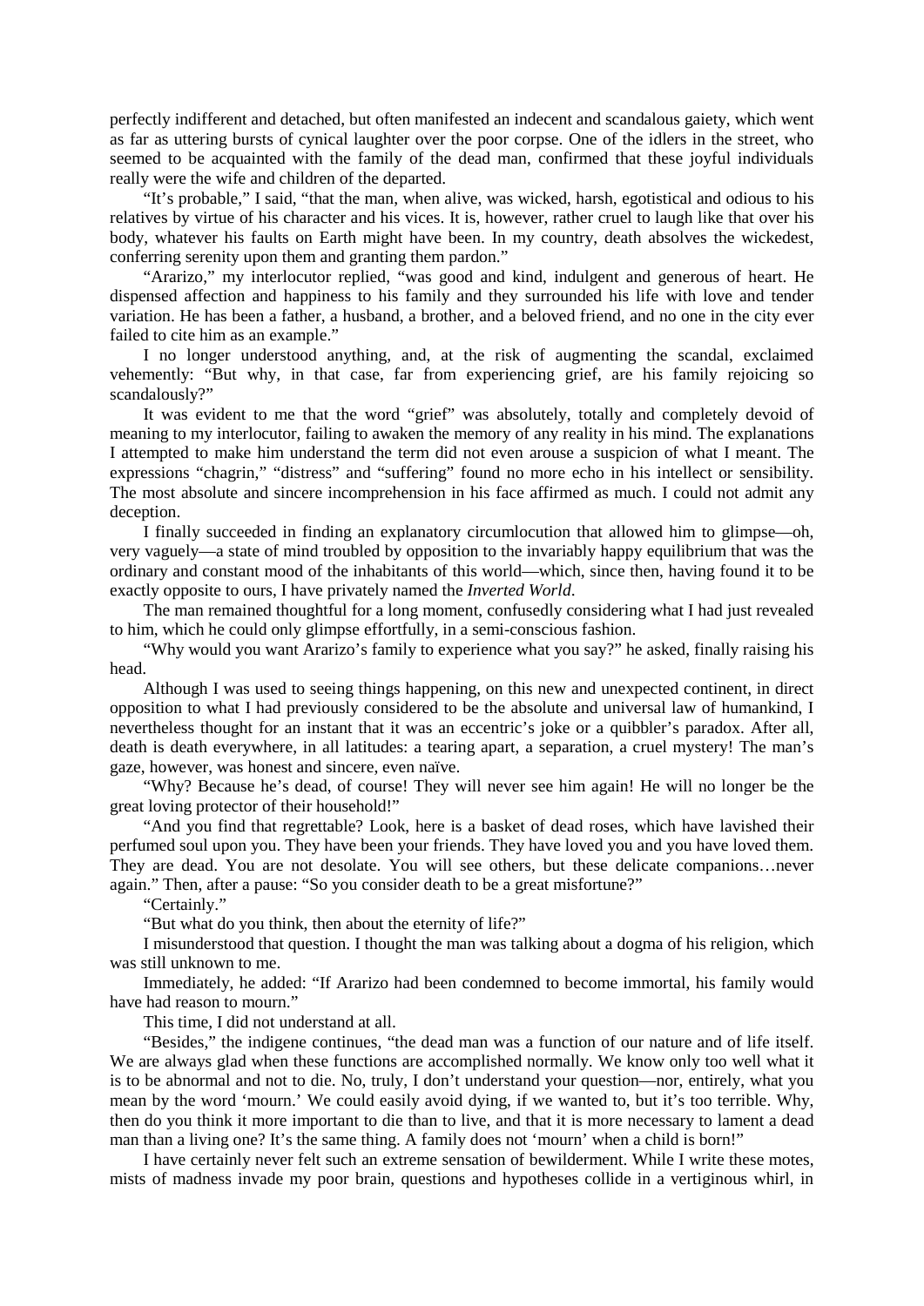perfectly indifferent and detached, but often manifested an indecent and scandalous gaiety, which went as far as uttering bursts of cynical laughter over the poor corpse. One of the idlers in the street, who seemed to be acquainted with the family of the dead man, confirmed that these joyful individuals really were the wife and children of the departed.

"It's probable," I said, "that the man, when alive, was wicked, harsh, egotistical and odious to his relatives by virtue of his character and his vices. It is, however, rather cruel to laugh like that over his body, whatever his faults on Earth might have been. In my country, death absolves the wickedest, conferring serenity upon them and granting them pardon."

"Ararizo," my interlocutor replied, "was good and kind, indulgent and generous of heart. He dispensed affection and happiness to his family and they surrounded his life with love and tender variation. He has been a father, a husband, a brother, and a beloved friend, and no one in the city ever failed to cite him as an example."

I no longer understood anything, and, at the risk of augmenting the scandal, exclaimed vehemently: "But why, in that case, far from experiencing grief, are his family rejoicing so scandalously?"

It was evident to me that the word "grief" was absolutely, totally and completely devoid of meaning to my interlocutor, failing to awaken the memory of any reality in his mind. The explanations I attempted to make him understand the term did not even arouse a suspicion of what I meant. The expressions "chagrin," "distress" and "suffering" found no more echo in his intellect or sensibility. The most absolute and sincere incomprehension in his face affirmed as much. I could not admit any deception.

I finally succeeded in finding an explanatory circumlocution that allowed him to glimpse—oh, very vaguely—a state of mind troubled by opposition to the invariably happy equilibrium that was the ordinary and constant mood of the inhabitants of this world—which, since then, having found it to be exactly opposite to ours, I have privately named the *Inverted World*.

The man remained thoughtful for a long moment, confusedly considering what I had just revealed to him, which he could only glimpse effortfully, in a semi-conscious fashion.

"Why would you want Ararizo's family to experience what you say?" he asked, finally raising his head.

Although I was used to seeing things happening, on this new and unexpected continent, in direct opposition to what I had previously considered to be the absolute and universal law of humankind, I nevertheless thought for an instant that it was an eccentric's joke or a quibbler's paradox. After all, death is death everywhere, in all latitudes: a tearing apart, a separation, a cruel mystery! The man's gaze, however, was honest and sincere, even naïve.

"Why? Because he's dead, of course! They will never see him again! He will no longer be the great loving protector of their household!"

"And you find that regrettable? Look, here is a basket of dead roses, which have lavished their perfumed soul upon you. They have been your friends. They have loved you and you have loved them. They are dead. You are not desolate. You will see others, but these delicate companions…never again." Then, after a pause: "So you consider death to be a great misfortune?"

"Certainly."

"But what do you think, then about the eternity of life?"

I misunderstood that question. I thought the man was talking about a dogma of his religion, which was still unknown to me.

Immediately, he added: "If Ararizo had been condemned to become immortal, his family would have had reason to mourn."

This time, I did not understand at all.

"Besides," the indigene continues, "the dead man was a function of our nature and of life itself. We are always glad when these functions are accomplished normally. We know only too well what it is to be abnormal and not to die. No, truly, I don't understand your question—nor, entirely, what you mean by the word 'mourn.' We could easily avoid dying, if we wanted to, but it's too terrible. Why, then do you think it more important to die than to live, and that it is more necessary to lament a dead man than a living one? It's the same thing. A family does not 'mourn' when a child is born!"

I have certainly never felt such an extreme sensation of bewilderment. While I write these motes, mists of madness invade my poor brain, questions and hypotheses collide in a vertiginous whirl, in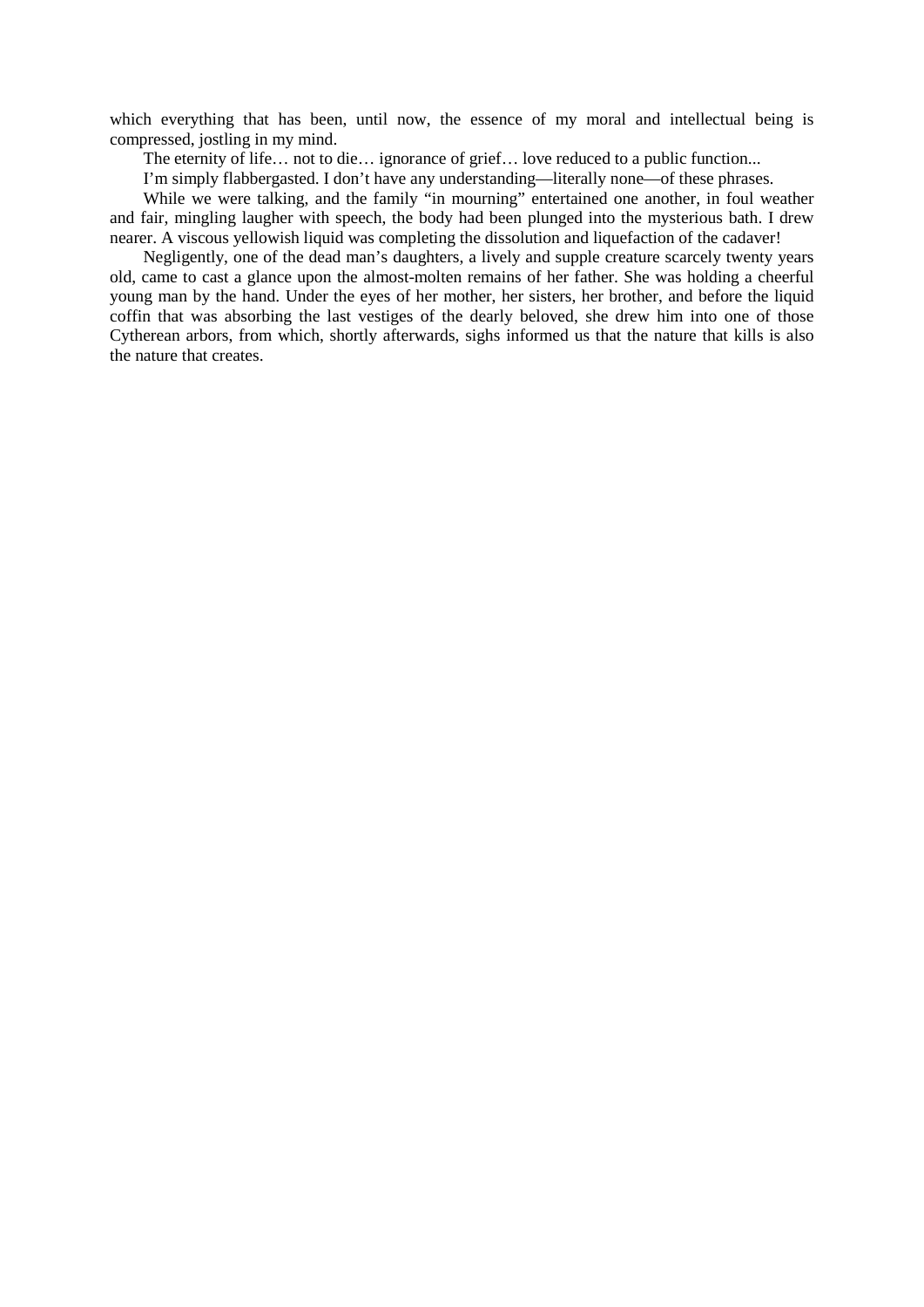which everything that has been, until now, the essence of my moral and intellectual being is compressed, jostling in my mind.

The eternity of life… not to die… ignorance of grief… love reduced to a public function...

I'm simply flabbergasted. I don't have any understanding—literally none—of these phrases.

While we were talking, and the family "in mourning" entertained one another, in foul weather and fair, mingling laughter with speech, the body had been plunged into the mysterious bath. I drew nearer. A viscous yellowish liquid was completing the dissolution and liquefaction of the cadaver!

Negligently, one of the dead man's daughters, a lively and supple creature scarcely twenty years old, came to cast a glance upon the almost-molten remains of her father. She was holding a cheerful young man by the hand. Under the eyes of her mother, her sisters, her brother, and before the liquid coffin that was absorbing the last vestiges of the dearly beloved, she drew him into one of those Cytherean arbors, from which, shortly afterwards, sighs informed us that the nature that kills is also the nature that creates.